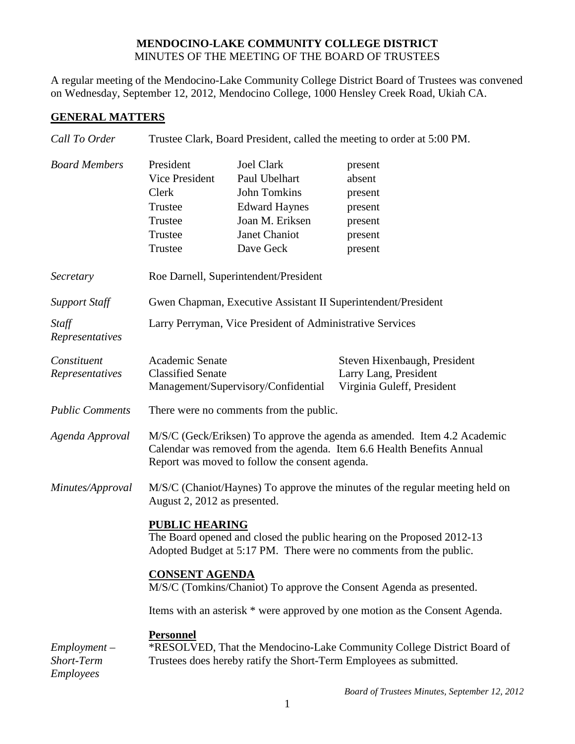**MENDOCINO-LAKE COMMUNITY COLLEGE DISTRICT**
MINUTES OF THE MEETING OF THE BOARD OF TRUSTEES

A regular meeting of the Mendocino-Lake Community College District Board of Trustees was convened on Wednesday, September 12, 2012, Mendocino College, 1000 Hensley Creek Road, Ukiah CA.

## GENERAL MATTERS

*Call To Order* — Trustee Clark, Board President, called the meeting to order at 5:00 PM.

*Board Members*

| | | |
|---|---|---|
| President | Joel Clark | present |
| Vice President | Paul Ubelhart | absent |
| Clerk | John Tomkins | present |
| Trustee | Edward Haynes | present |
| Trustee | Joan M. Eriksen | present |
| Trustee | Janet Chaniot | present |
| Trustee | Dave Geck | present |

*Secretary* — Roe Darnell, Superintendent/President

*Support Staff* — Gwen Chapman, Executive Assistant II Superintendent/President

*Staff Representatives* — Larry Perryman, Vice President of Administrative Services

*Constituent Representatives*

| | |
|---|---|
| Academic Senate | Steven Hixenbaugh, President |
| Classified Senate | Larry Lang, President |
| Management/Supervisory/Confidential | Virginia Guleff, President |

*Public Comments* — There were no comments from the public.

*Agenda Approval* — M/S/C (Geck/Eriksen) To approve the agenda as amended. Item 4.2 Academic Calendar was removed from the agenda. Item 6.6 Health Benefits Annual Report was moved to follow the consent agenda.

*Minutes/Approval* — M/S/C (Chaniot/Haynes) To approve the minutes of the regular meeting held on August 2, 2012 as presented.

**PUBLIC HEARING**

The Board opened and closed the public hearing on the Proposed 2012-13 Adopted Budget at 5:17 PM. There were no comments from the public.

**CONSENT AGENDA**

M/S/C (Tomkins/Chaniot) To approve the Consent Agenda as presented.

Items with an asterisk * were approved by one motion as the Consent Agenda.

**Personnel**

*Employment – Short-Term Employees* — *RESOLVED, That the Mendocino-Lake Community College District Board of Trustees does hereby ratify the Short-Term Employees as submitted.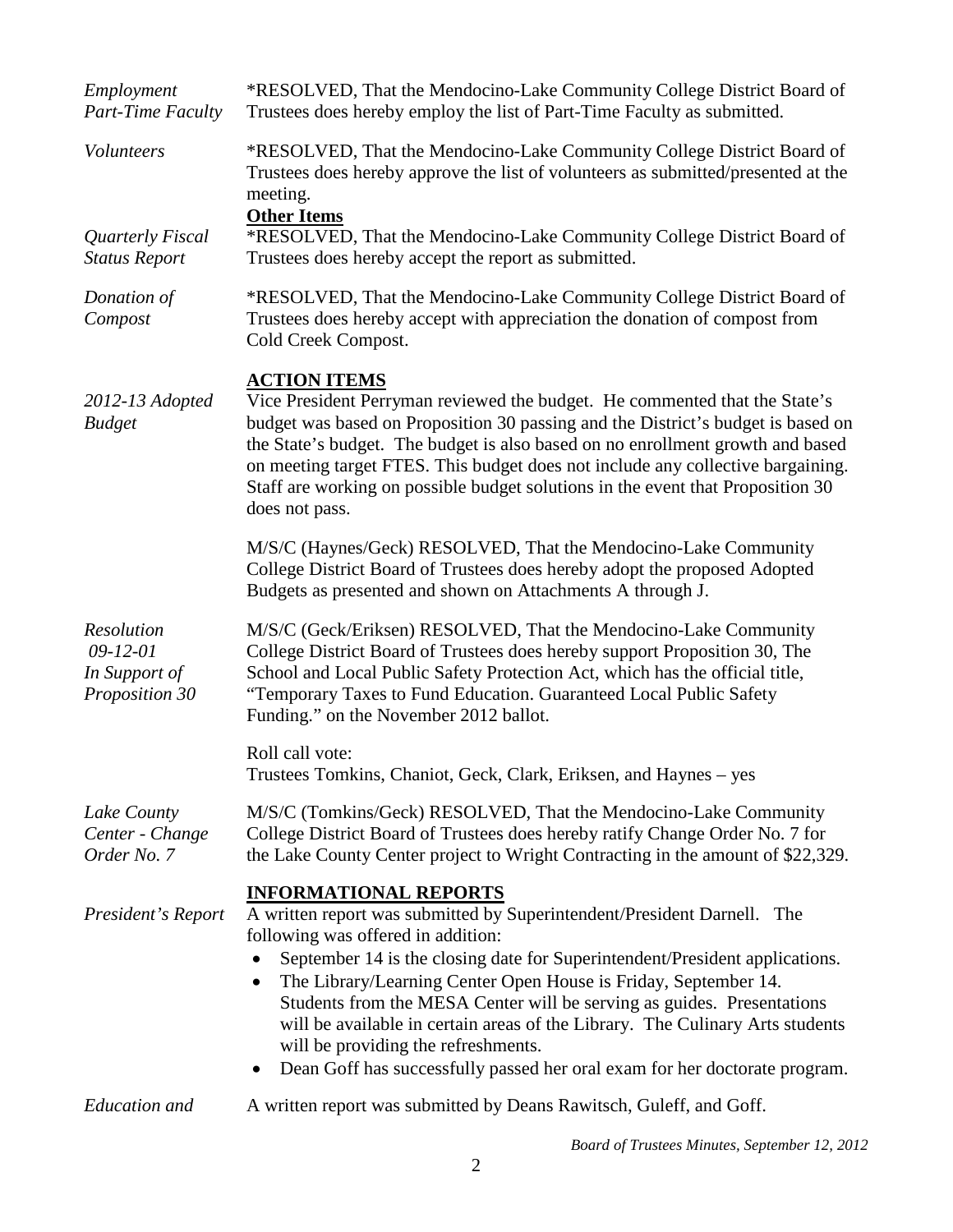*Employment Part-Time Faculty*

*RESOLVED, That the Mendocino-Lake Community College District Board of Trustees does hereby employ the list of Part-Time Faculty as submitted.

*Volunteers*

*RESOLVED, That the Mendocino-Lake Community College District Board of Trustees does hereby approve the list of volunteers as submitted/presented at the meeting.

**Other Items**

*Quarterly Fiscal Status Report*

*RESOLVED, That the Mendocino-Lake Community College District Board of Trustees does hereby accept the report as submitted.

*Donation of Compost*

*RESOLVED, That the Mendocino-Lake Community College District Board of Trustees does hereby accept with appreciation the donation of compost from Cold Creek Compost.

## ACTION ITEMS

*2012-13 Adopted Budget*

Vice President Perryman reviewed the budget. He commented that the State's budget was based on Proposition 30 passing and the District's budget is based on the State's budget. The budget is also based on no enrollment growth and based on meeting target FTES. This budget does not include any collective bargaining. Staff are working on possible budget solutions in the event that Proposition 30 does not pass.

M/S/C (Haynes/Geck) RESOLVED, That the Mendocino-Lake Community College District Board of Trustees does hereby adopt the proposed Adopted Budgets as presented and shown on Attachments A through J.

*Resolution 09-12-01 In Support of Proposition 30*

M/S/C (Geck/Eriksen) RESOLVED, That the Mendocino-Lake Community College District Board of Trustees does hereby support Proposition 30, The School and Local Public Safety Protection Act, which has the official title, "Temporary Taxes to Fund Education. Guaranteed Local Public Safety Funding." on the November 2012 ballot.

Roll call vote:
Trustees Tomkins, Chaniot, Geck, Clark, Eriksen, and Haynes – yes

*Lake County Center - Change Order No. 7*

M/S/C (Tomkins/Geck) RESOLVED, That the Mendocino-Lake Community College District Board of Trustees does hereby ratify Change Order No. 7 for the Lake County Center project to Wright Contracting in the amount of $22,329.

## INFORMATIONAL REPORTS

*President's Report*

A written report was submitted by Superintendent/President Darnell. The following was offered in addition:

- September 14 is the closing date for Superintendent/President applications.
- The Library/Learning Center Open House is Friday, September 14. Students from the MESA Center will be serving as guides. Presentations will be available in certain areas of the Library. The Culinary Arts students will be providing the refreshments.
- Dean Goff has successfully passed her oral exam for her doctorate program.

*Education and*

A written report was submitted by Deans Rawitsch, Guleff, and Goff.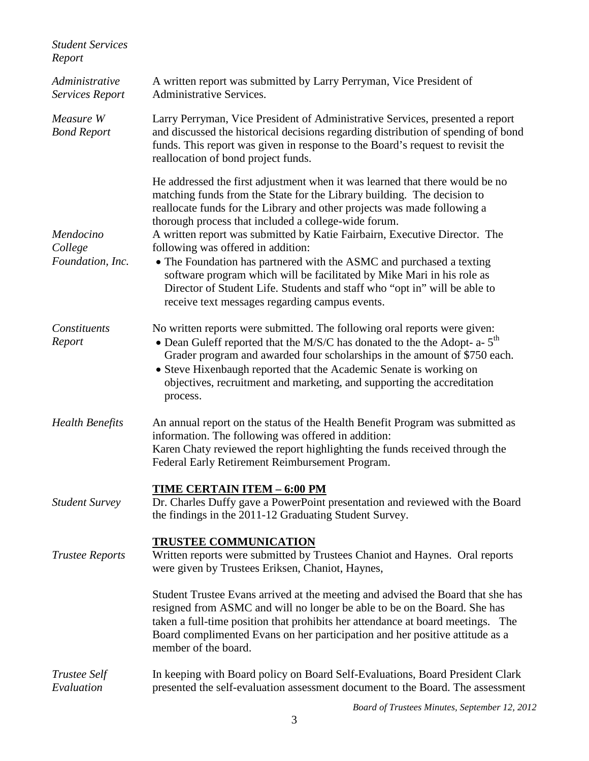*Student Services Report*

*Administrative Services Report*

A written report was submitted by Larry Perryman, Vice President of Administrative Services.

*Measure W Bond Report*

Larry Perryman, Vice President of Administrative Services, presented a report and discussed the historical decisions regarding distribution of spending of bond funds. This report was given in response to the Board's request to revisit the reallocation of bond project funds.

He addressed the first adjustment when it was learned that there would be no matching funds from the State for the Library building. The decision to reallocate funds for the Library and other projects was made following a thorough process that included a college-wide forum.

*Mendocino College Foundation, Inc.*

A written report was submitted by Katie Fairbairn, Executive Director. The following was offered in addition:

- The Foundation has partnered with the ASMC and purchased a texting software program which will be facilitated by Mike Mari in his role as Director of Student Life. Students and staff who "opt in" will be able to receive text messages regarding campus events.

*Constituents Report*

No written reports were submitted. The following oral reports were given:

- Dean Guleff reported that the M/S/C has donated to the the Adopt- a- 5th Grader program and awarded four scholarships in the amount of $750 each.
- Steve Hixenbaugh reported that the Academic Senate is working on objectives, recruitment and marketing, and supporting the accreditation process.

*Health Benefits*

An annual report on the status of the Health Benefit Program was submitted as information. The following was offered in addition:
Karen Chaty reviewed the report highlighting the funds received through the Federal Early Retirement Reimbursement Program.

**TIME CERTAIN ITEM – 6:00 PM**

*Student Survey*

Dr. Charles Duffy gave a PowerPoint presentation and reviewed with the Board the findings in the 2011-12 Graduating Student Survey.

**TRUSTEE COMMUNICATION**

*Trustee Reports*

Written reports were submitted by Trustees Chaniot and Haynes. Oral reports were given by Trustees Eriksen, Chaniot, Haynes,

Student Trustee Evans arrived at the meeting and advised the Board that she has resigned from ASMC and will no longer be able to be on the Board. She has taken a full-time position that prohibits her attendance at board meetings. The Board complimented Evans on her participation and her positive attitude as a member of the board.

*Trustee Self Evaluation*

In keeping with Board policy on Board Self-Evaluations, Board President Clark presented the self-evaluation assessment document to the Board. The assessment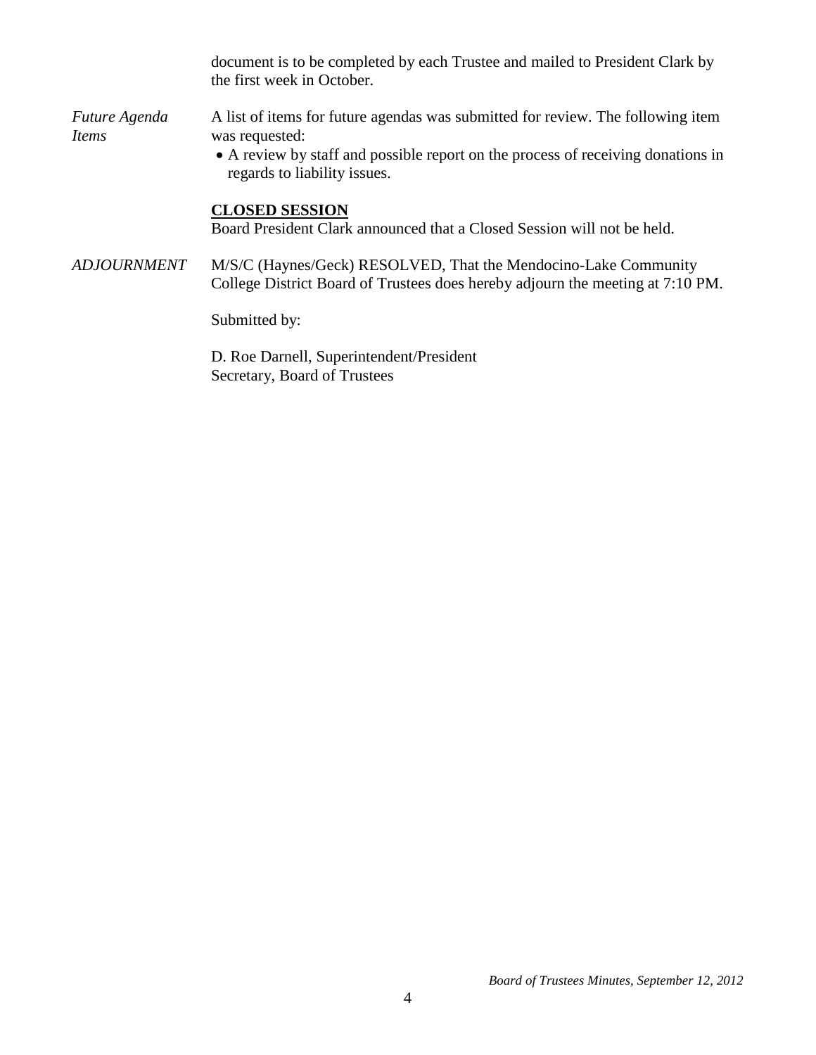document is to be completed by each Trustee and mailed to President Clark by the first week in October.

*Future Agenda Items*

A list of items for future agendas was submitted for review. The following item was requested:

- A review by staff and possible report on the process of receiving donations in regards to liability issues.

**CLOSED SESSION**

Board President Clark announced that a Closed Session will not be held.

*ADJOURNMENT*

M/S/C (Haynes/Geck) RESOLVED, That the Mendocino-Lake Community College District Board of Trustees does hereby adjourn the meeting at 7:10 PM.

Submitted by:

D. Roe Darnell, Superintendent/President
Secretary, Board of Trustees